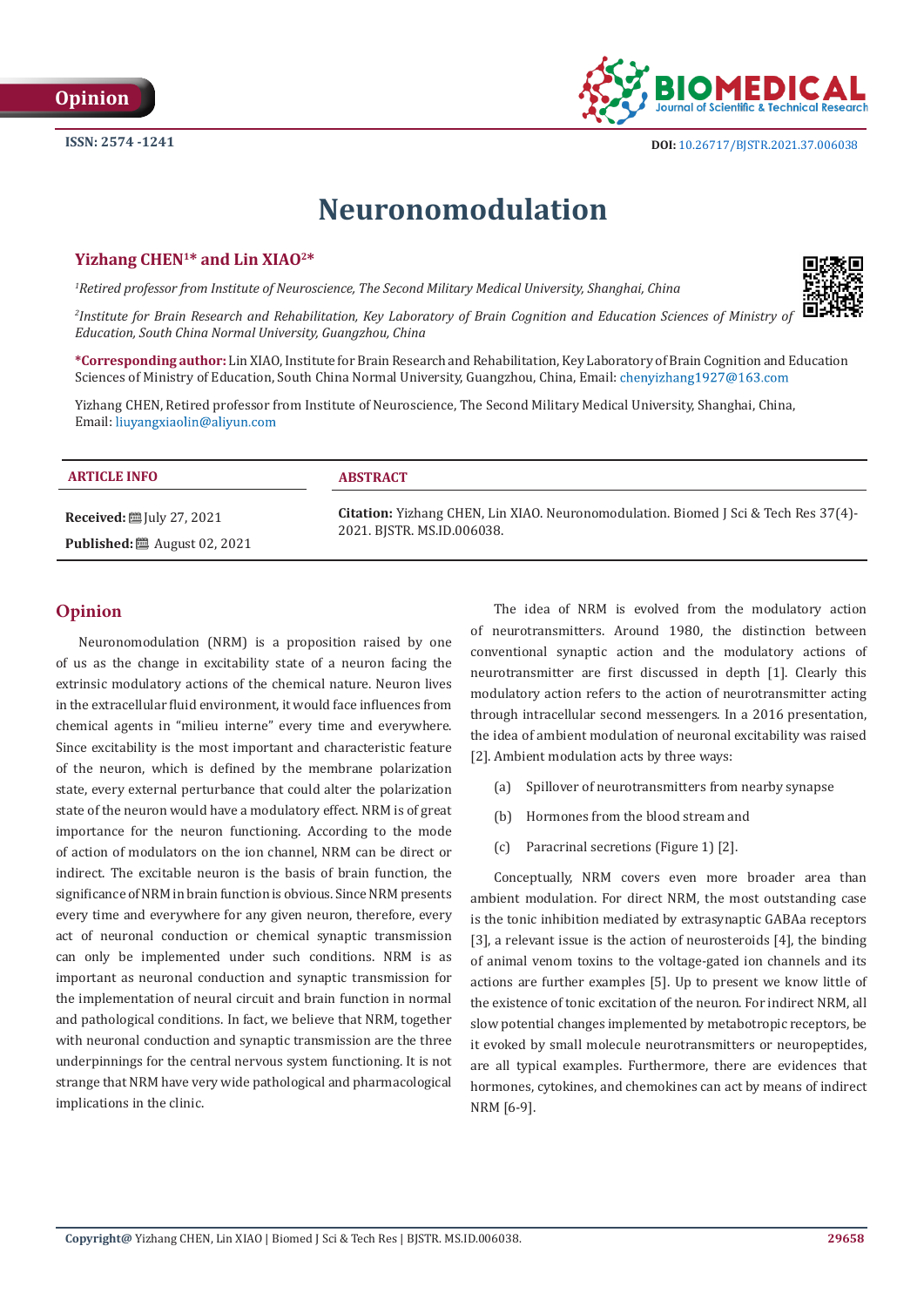Opinion

ISSN: 2574 -1241

DOI: 10.26717/BJSTR.2021.37.006038

# Neuronomodulation

**Yizhang CHEN[1]* and Lin XIAO[2]***

*[1]Retired professor from Institute of Neuroscience, The Second Military Medical University, Shanghai, China*

*[2]Institute for Brain Research and Rehabilitation, Key Laboratory of Brain Cognition and Education Sciences of Ministry of Education, South China Normal University, Guangzhou, China*

***Corresponding author:** Lin XIAO, Institute for Brain Research and Rehabilitation, Key Laboratory of Brain Cognition and Education Sciences of Ministry of Education, South China Normal University, Guangzhou, China, Email: chenyizhang1927@163.com

Yizhang CHEN, Retired professor from Institute of Neuroscience, The Second Military Medical University, Shanghai, China, Email: liuyangxiaolin@aliyun.com

| ARTICLE INFO | ABSTRACT |
|---|---|
| **Received:** July 27, 2021<br>**Published:** August 02, 2021 | **Citation:** Yizhang CHEN, Lin XIAO. Neuronomodulation. Biomed J Sci & Tech Res 37(4)-2021. BJSTR. MS.ID.006038. |

## Opinion

Neuronomodulation (NRM) is a proposition raised by one of us as the change in excitability state of a neuron facing the extrinsic modulatory actions of the chemical nature. Neuron lives in the extracellular fluid environment, it would face influences from chemical agents in "milieu interne" every time and everywhere. Since excitability is the most important and characteristic feature of the neuron, which is defined by the membrane polarization state, every external perturbance that could alter the polarization state of the neuron would have a modulatory effect. NRM is of great importance for the neuron functioning. According to the mode of action of modulators on the ion channel, NRM can be direct or indirect. The excitable neuron is the basis of brain function, the significance of NRM in brain function is obvious. Since NRM presents every time and everywhere for any given neuron, therefore, every act of neuronal conduction or chemical synaptic transmission can only be implemented under such conditions. NRM is as important as neuronal conduction and synaptic transmission for the implementation of neural circuit and brain function in normal and pathological conditions. In fact, we believe that NRM, together with neuronal conduction and synaptic transmission are the three underpinnings for the central nervous system functioning. It is not strange that NRM have very wide pathological and pharmacological implications in the clinic.

The idea of NRM is evolved from the modulatory action of neurotransmitters. Around 1980, the distinction between conventional synaptic action and the modulatory actions of neurotransmitter are first discussed in depth [1]. Clearly this modulatory action refers to the action of neurotransmitter acting through intracellular second messengers. In a 2016 presentation, the idea of ambient modulation of neuronal excitability was raised [2]. Ambient modulation acts by three ways:

(a) Spillover of neurotransmitters from nearby synapse

(b) Hormones from the blood stream and

(c) Paracrinal secretions (Figure 1) [2].

Conceptually, NRM covers even more broader area than ambient modulation. For direct NRM, the most outstanding case is the tonic inhibition mediated by extrasynaptic GABAa receptors [3], a relevant issue is the action of neurosteroids [4], the binding of animal venom toxins to the voltage-gated ion channels and its actions are further examples [5]. Up to present we know little of the existence of tonic excitation of the neuron. For indirect NRM, all slow potential changes implemented by metabotropic receptors, be it evoked by small molecule neurotransmitters or neuropeptides, are all typical examples. Furthermore, there are evidences that hormones, cytokines, and chemokines can act by means of indirect NRM [6-9].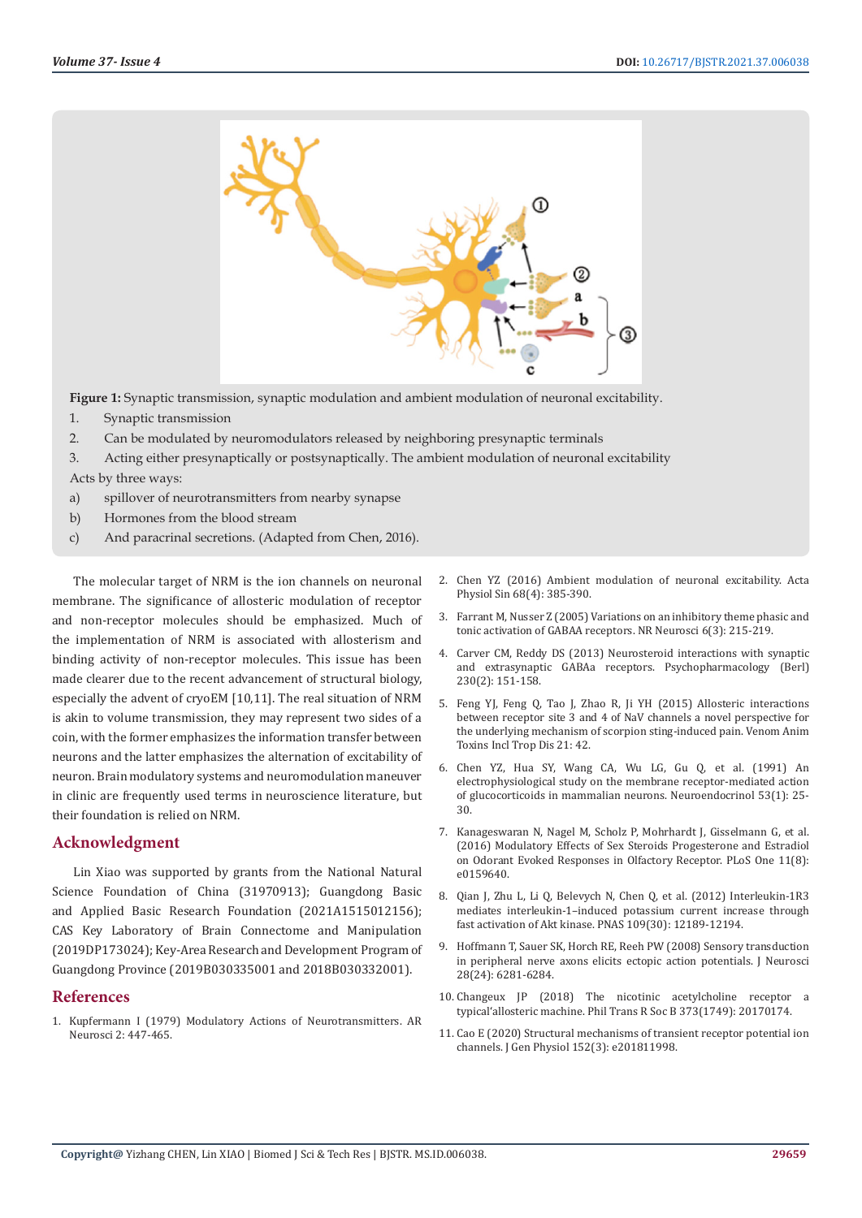**Figure 1:** Synaptic transmission, synaptic modulation and ambient modulation of neuronal excitability.

1. Synaptic transmission
2. Can be modulated by neuromodulators released by neighboring presynaptic terminals
3. Acting either presynaptically or postsynaptically. The ambient modulation of neuronal excitability

Acts by three ways:

a) spillover of neurotransmitters from nearby synapse
b) Hormones from the blood stream
c) And paracrinal secretions. (Adapted from Chen, 2016).

The molecular target of NRM is the ion channels on neuronal membrane. The significance of allosteric modulation of receptor and non-receptor molecules should be emphasized. Much of the implementation of NRM is associated with allosterism and binding activity of non-receptor molecules. This issue has been made clearer due to the recent advancement of structural biology, especially the advent of cryoEM [10,11]. The real situation of NRM is akin to volume transmission, they may represent two sides of a coin, with the former emphasizes the information transfer between neurons and the latter emphasizes the alternation of excitability of neuron. Brain modulatory systems and neuromodulation maneuver in clinic are frequently used terms in neuroscience literature, but their foundation is relied on NRM.

## Acknowledgment

Lin Xiao was supported by grants from the National Natural Science Foundation of China (31970913); Guangdong Basic and Applied Basic Research Foundation (2021A1515012156); CAS Key Laboratory of Brain Connectome and Manipulation (2019DP173024); Key-Area Research and Development Program of Guangdong Province (2019B030335001 and 2018B030332001).

## References

1. Kupfermann I (1979) Modulatory Actions of Neurotransmitters. AR Neurosci 2: 447-465.
2. Chen YZ (2016) Ambient modulation of neuronal excitability. Acta Physiol Sin 68(4): 385-390.
3. Farrant M, Nusser Z (2005) Variations on an inhibitory theme phasic and tonic activation of GABAA receptors. NR Neurosci 6(3): 215-219.
4. Carver CM, Reddy DS (2013) Neurosteroid interactions with synaptic and extrasynaptic GABAa receptors. Psychopharmacology (Berl) 230(2): 151-158.
5. Feng YJ, Feng Q, Tao J, Zhao R, Ji YH (2015) Allosteric interactions between receptor site 3 and 4 of NaV channels a novel perspective for the underlying mechanism of scorpion sting-induced pain. Venom Anim Toxins Incl Trop Dis 21: 42.
6. Chen YZ, Hua SY, Wang CA, Wu LG, Gu Q, et al. (1991) An electrophysiological study on the membrane receptor-mediated action of glucocorticoids in mammalian neurons. Neuroendocrinol 53(1): 25-30.
7. Kanageswaran N, Nagel M, Scholz P, Mohrhardt J, Gisselmann G, et al. (2016) Modulatory Effects of Sex Steroids Progesterone and Estradiol on Odorant Evoked Responses in Olfactory Receptor. PLoS One 11(8): e0159640.
8. Qian J, Zhu L, Li Q, Belevych N, Chen Q, et al. (2012) Interleukin-1R3 mediates interleukin-1–induced potassium current increase through fast activation of Akt kinase. PNAS 109(30): 12189-12194.
9. Hoffmann T, Sauer SK, Horch RE, Reeh PW (2008) Sensory transduction in peripheral nerve axons elicits ectopic action potentials. J Neurosci 28(24): 6281-6284.
10. Changeux JP (2018) The nicotinic acetylcholine receptor a typical'allosteric machine. Phil Trans R Soc B 373(1749): 20170174.
11. Cao E (2020) Structural mechanisms of transient receptor potential ion channels. J Gen Physiol 152(3): e201811998.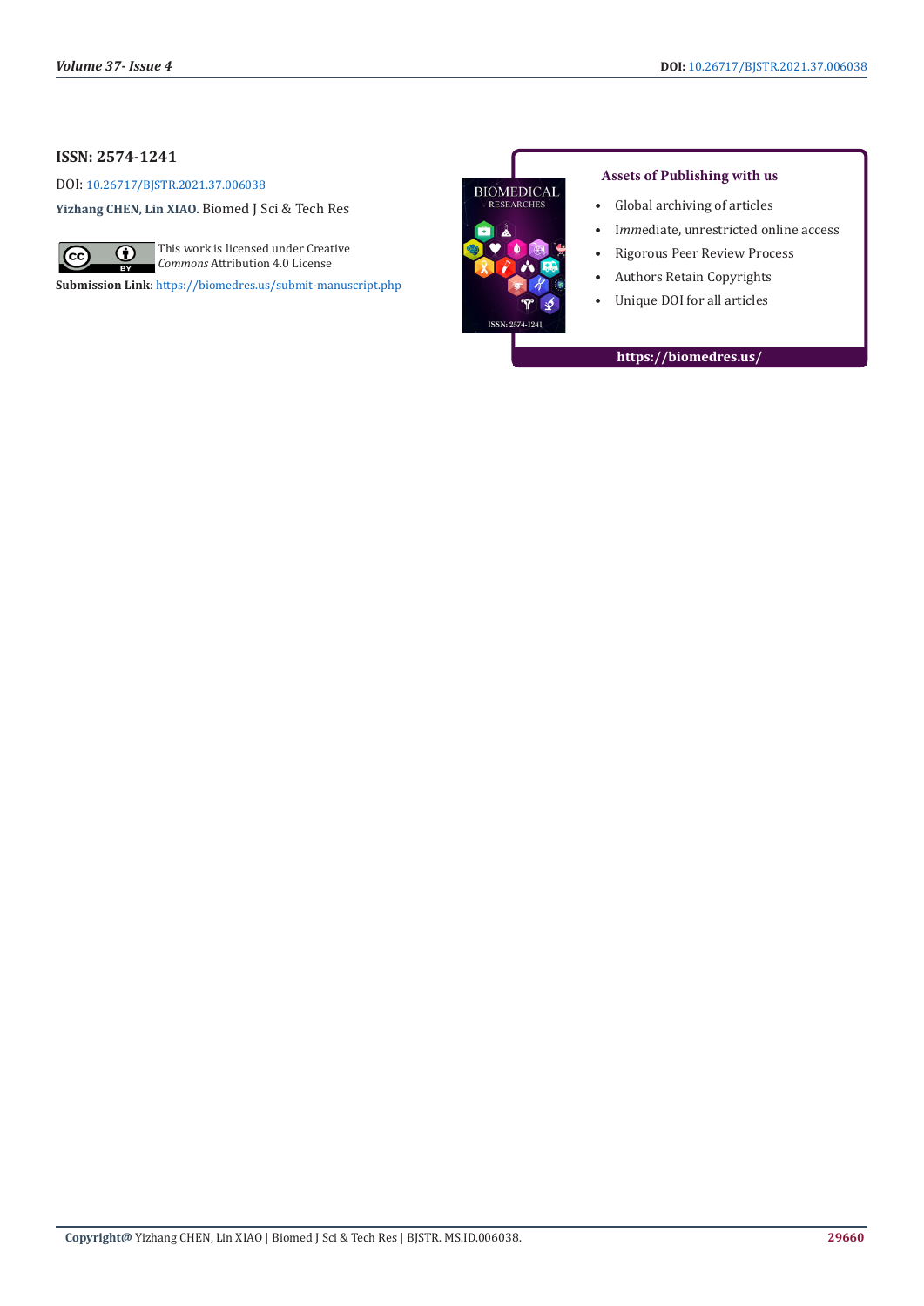**ISSN: 2574-1241**

DOI: 10.26717/BJSTR.2021.37.006038

**Yizhang CHEN, Lin XIAO.** Biomed J Sci & Tech Res

This work is licensed under Creative *Commons* Attribution 4.0 License

**Submission Link**: https://biomedres.us/submit-manuscript.php

### Assets of Publishing with us

- Global archiving of articles
- Immediate, unrestricted online access
- Rigorous Peer Review Process
- Authors Retain Copyrights
- Unique DOI for all articles

**https://biomedres.us/**